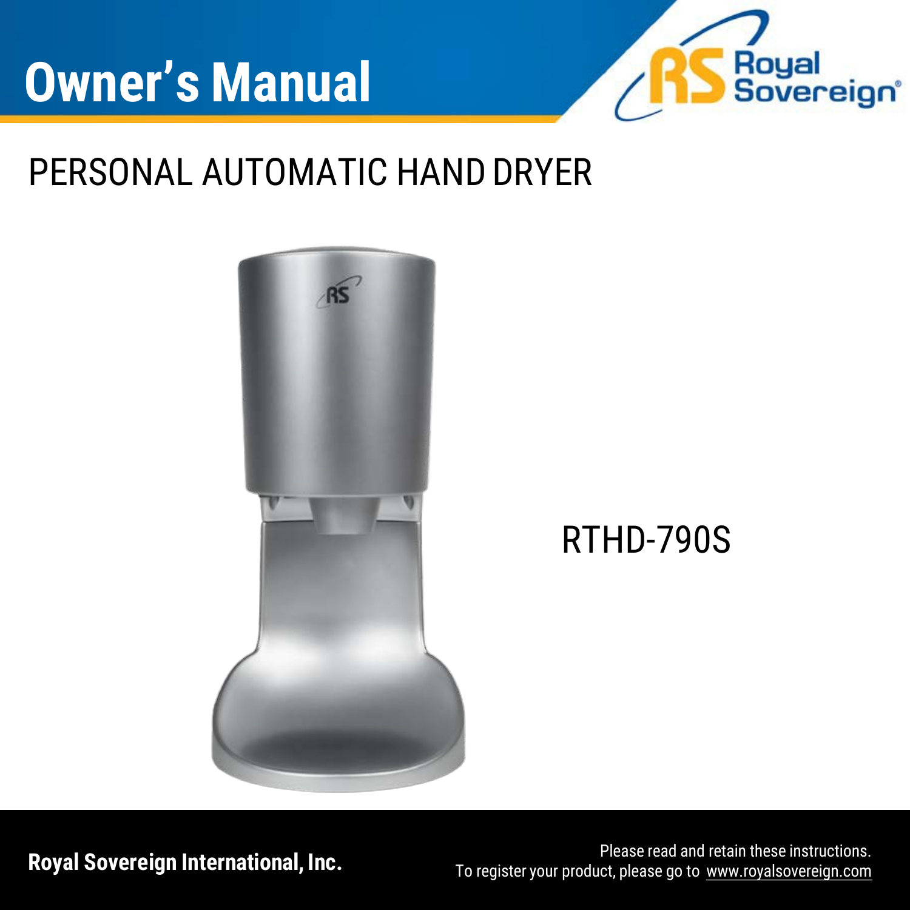# Owner's Manual

Royal Sovereign

## PERSONAL AUTOMATIC HAND DRYER

RTHD-790S

**Royal Sovereign International, Inc.**

Please read and retain these instructions.
To register your product, please go to www.royalsovereign.com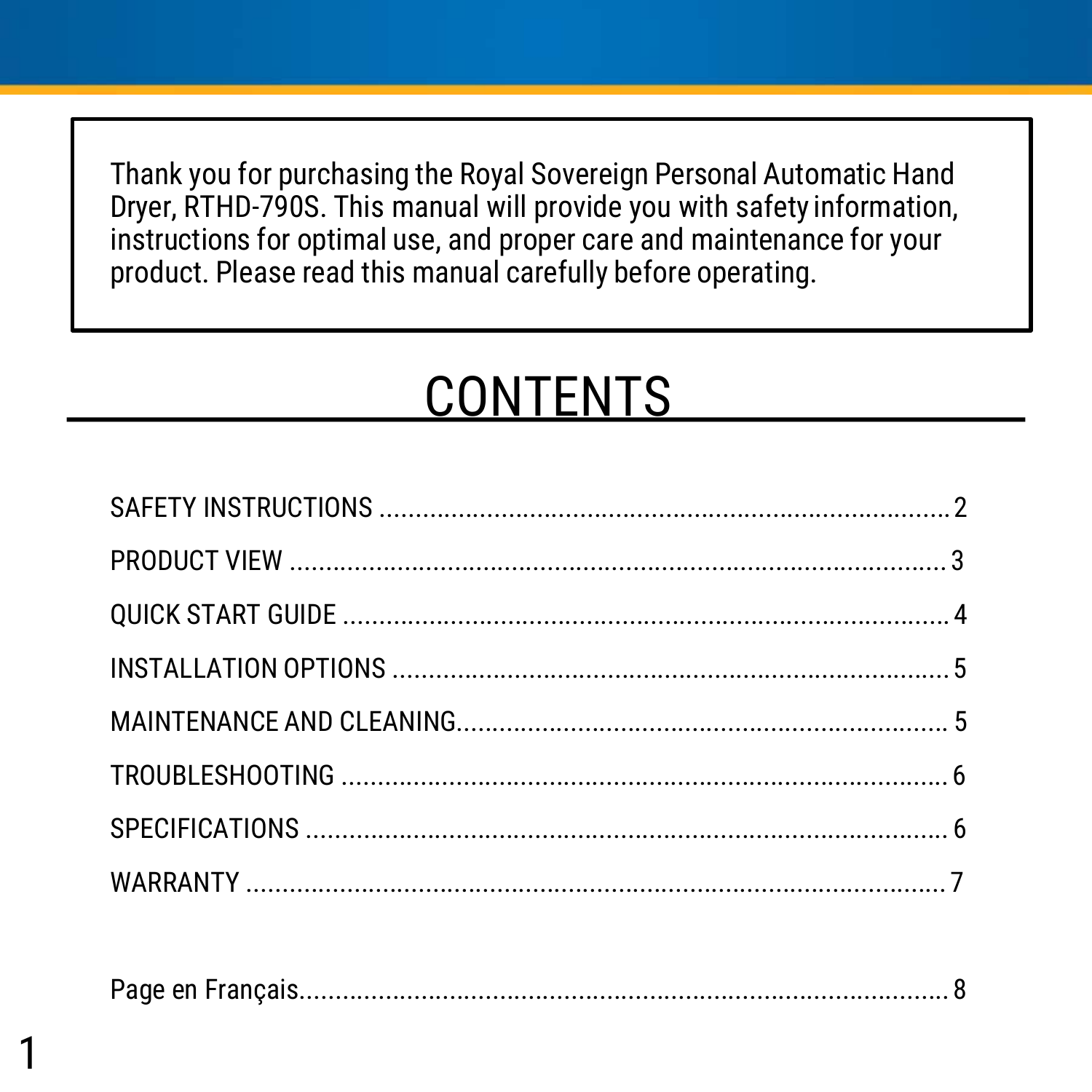Thank you for purchasing the Royal Sovereign Personal Automatic Hand Dryer, RTHD-790S. This manual will provide you with safety information, instructions for optimal use, and proper care and maintenance for your product. Please read this manual carefully before operating.

# CONTENTS

SAFETY INSTRUCTIONS ........................................................................ 2

PRODUCT VIEW .................................................................................. 3

QUICK START GUIDE .......................................................................... 4

INSTALLATION OPTIONS ..................................................................... 5

MAINTENANCE AND CLEANING.......................................................... 5

TROUBLESHOOTING .......................................................................... 6

SPECIFICATIONS ................................................................................ 6

WARRANTY ......................................................................................... 7

Page en Français.................................................................................. 8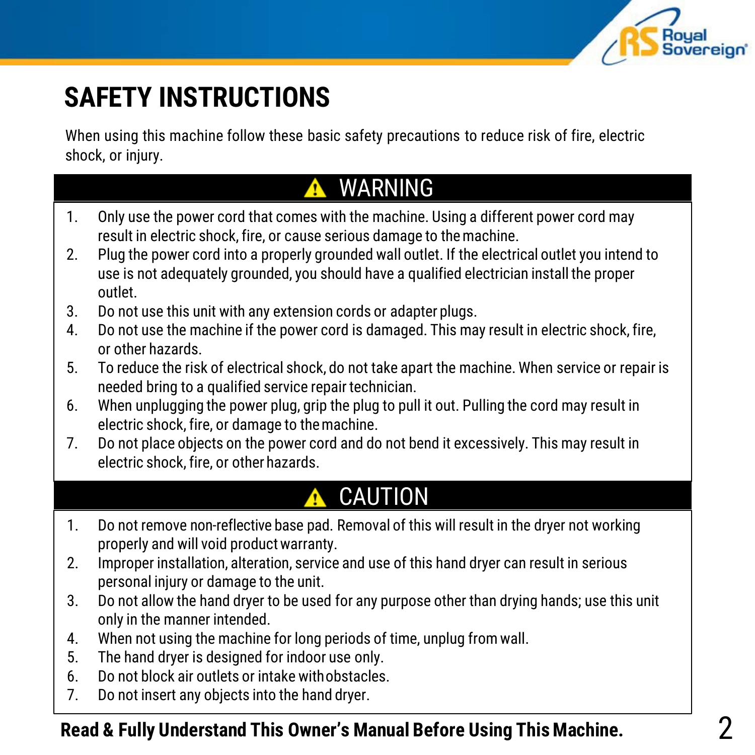# SAFETY INSTRUCTIONS

When using this machine follow these basic safety precautions to reduce risk of fire, electric shock, or injury.

## ⚠ WARNING

1. Only use the power cord that comes with the machine. Using a different power cord may result in electric shock, fire, or cause serious damage to the machine.
2. Plug the power cord into a properly grounded wall outlet. If the electrical outlet you intend to use is not adequately grounded, you should have a qualified electrician install the proper outlet.
3. Do not use this unit with any extension cords or adapter plugs.
4. Do not use the machine if the power cord is damaged. This may result in electric shock, fire, or other hazards.
5. To reduce the risk of electrical shock, do not take apart the machine. When service or repair is needed bring to a qualified service repair technician.
6. When unplugging the power plug, grip the plug to pull it out. Pulling the cord may result in electric shock, fire, or damage to the machine.
7. Do not place objects on the power cord and do not bend it excessively. This may result in electric shock, fire, or other hazards.

## ⚠ CAUTION

1. Do not remove non-reflective base pad. Removal of this will result in the dryer not working properly and will void product warranty.
2. Improper installation, alteration, service and use of this hand dryer can result in serious personal injury or damage to the unit.
3. Do not allow the hand dryer to be used for any purpose other than drying hands; use this unit only in the manner intended.
4. When not using the machine for long periods of time, unplug from wall.
5. The hand dryer is designed for indoor use only.
6. Do not block air outlets or intake with obstacles.
7. Do not insert any objects into the hand dryer.

**Read & Fully Understand This Owner's Manual Before Using This Machine.**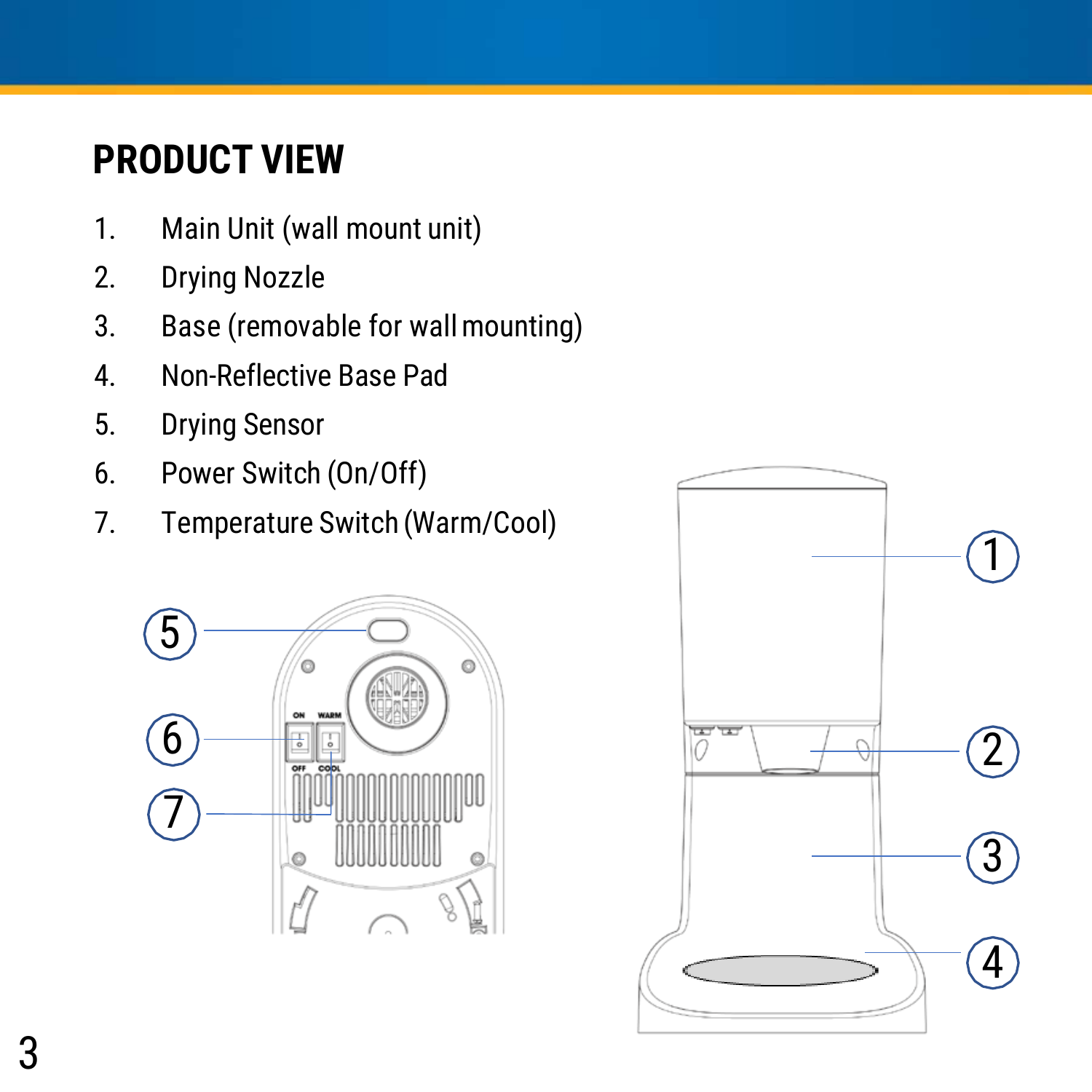# PRODUCT VIEW

1. Main Unit (wall mount unit)
2. Drying Nozzle
3. Base (removable for wall mounting)
4. Non-Reflective Base Pad
5. Drying Sensor
6. Power Switch (On/Off)
7. Temperature Switch (Warm/Cool)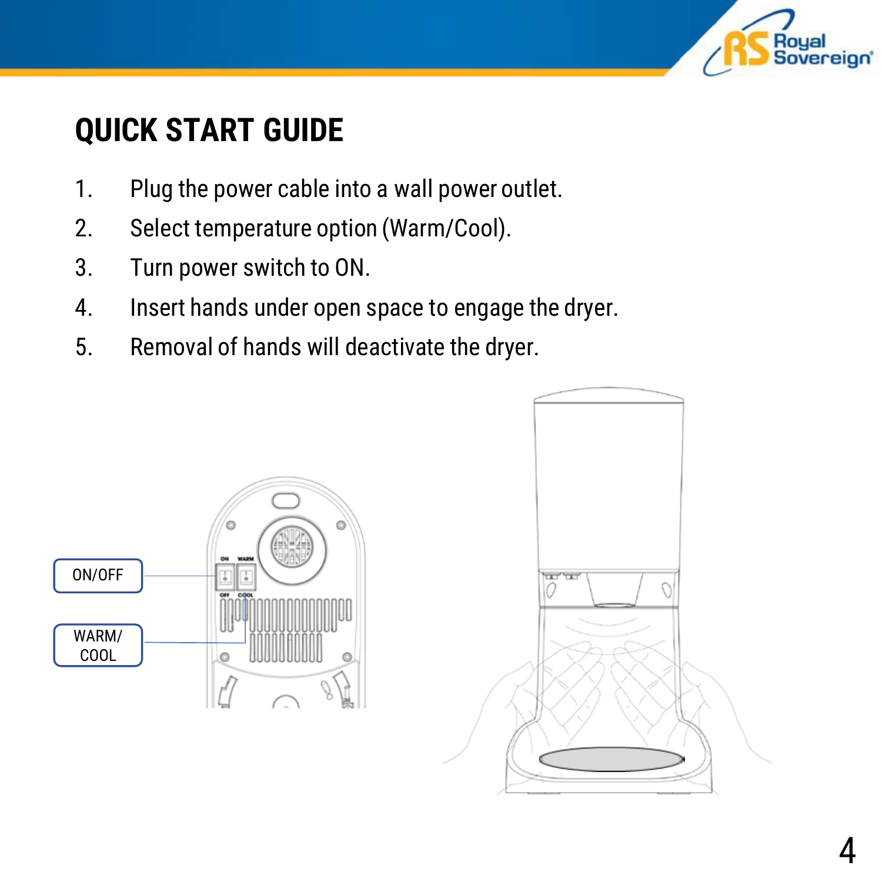# QUICK START GUIDE

1. Plug the power cable into a wall power outlet.
2. Select temperature option (Warm/Cool).
3. Turn power switch to ON.
4. Insert hands under open space to engage the dryer.
5. Removal of hands will deactivate the dryer.

ON/OFF

WARM/ COOL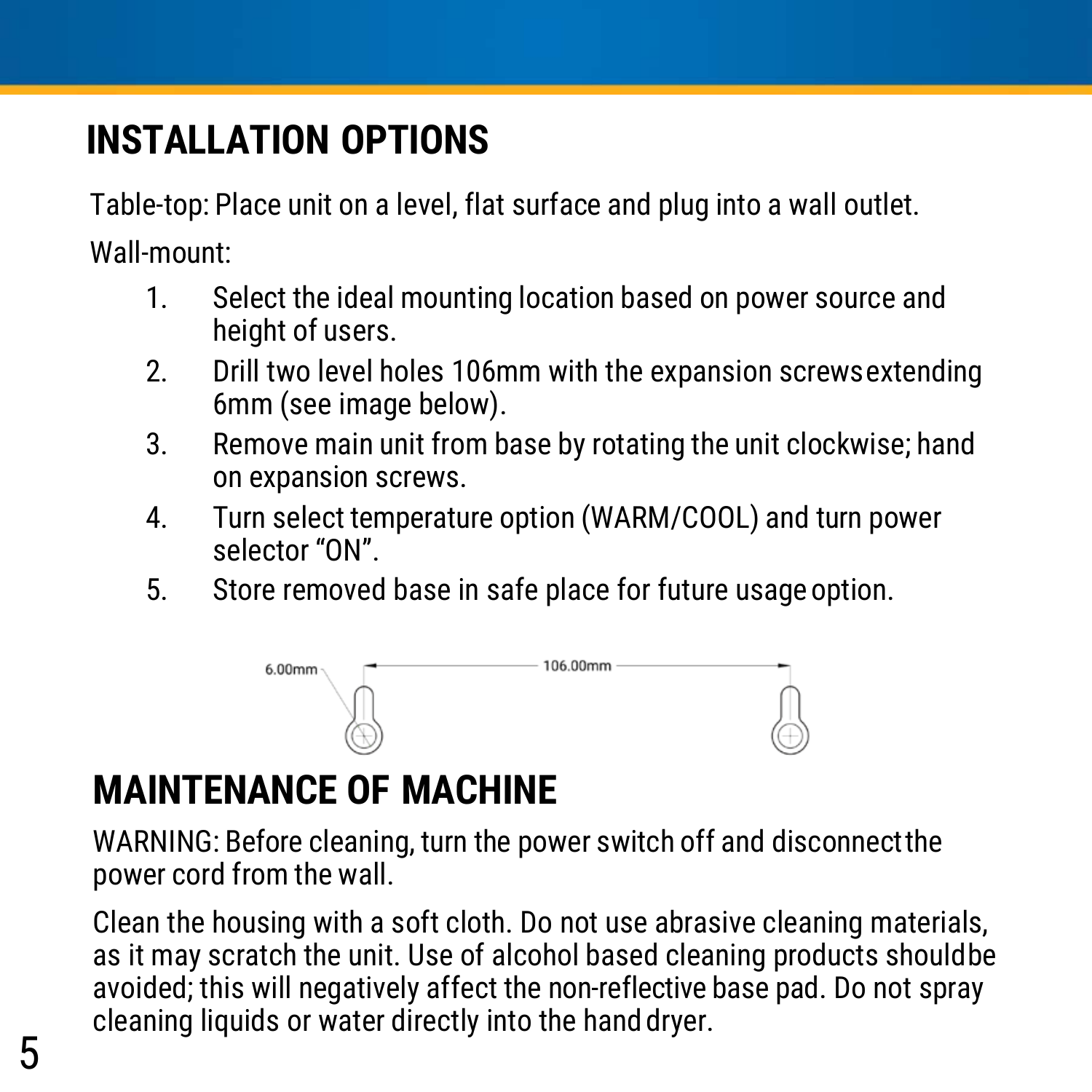# INSTALLATION OPTIONS

Table-top: Place unit on a level, flat surface and plug into a wall outlet.

Wall-mount:

1. Select the ideal mounting location based on power source and height of users.
2. Drill two level holes 106mm with the expansion screws extending 6mm (see image below).
3. Remove main unit from base by rotating the unit clockwise; hand on expansion screws.
4. Turn select temperature option (WARM/COOL) and turn power selector "ON".
5. Store removed base in safe place for future usage option.

6.00mm 106.00mm

# MAINTENANCE OF MACHINE

WARNING: Before cleaning, turn the power switch off and disconnect the power cord from the wall.

Clean the housing with a soft cloth. Do not use abrasive cleaning materials, as it may scratch the unit. Use of alcohol based cleaning products should be avoided; this will negatively affect the non-reflective base pad. Do not spray cleaning liquids or water directly into the hand dryer.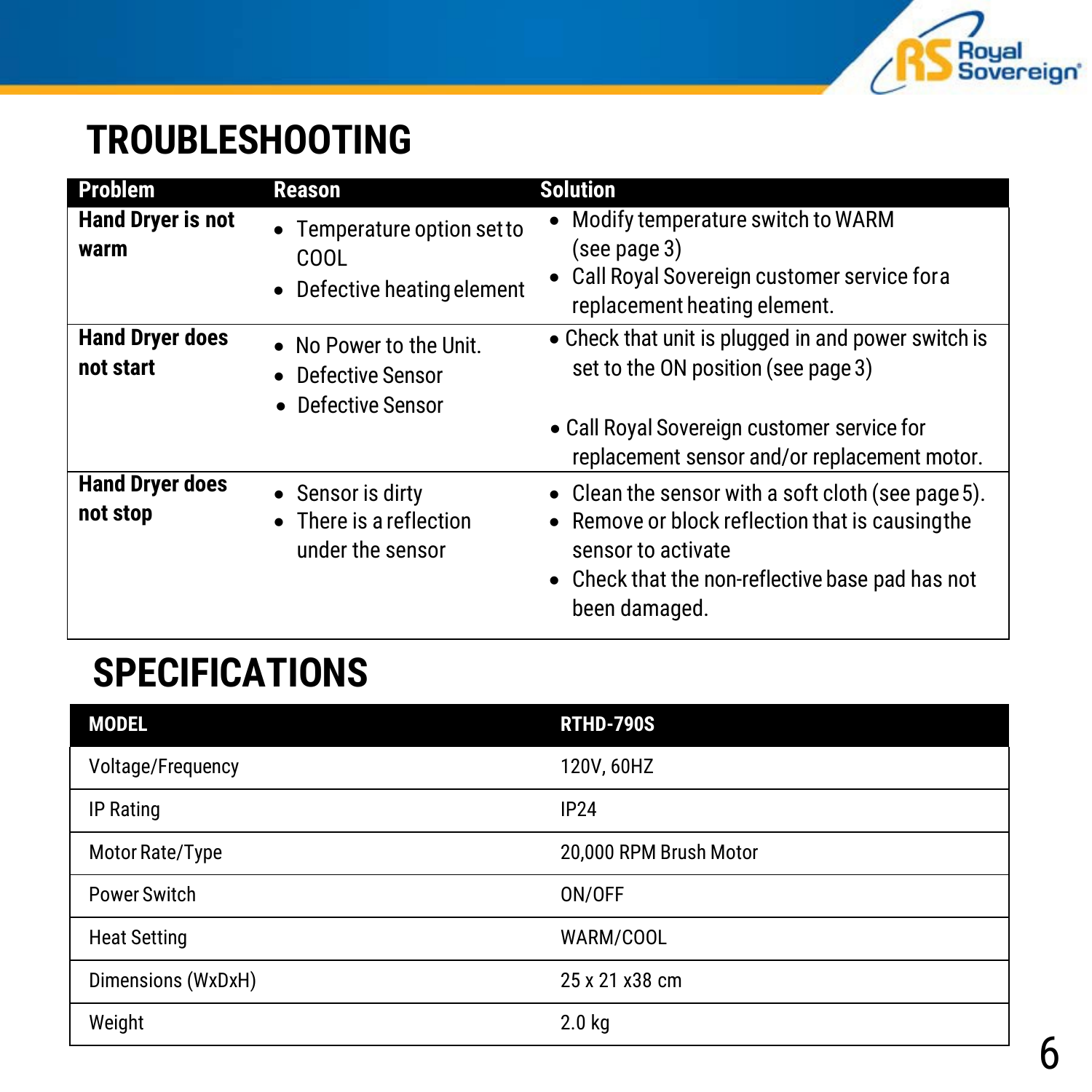# TROUBLESHOOTING

| Problem | Reason | Solution |
|---|---|---|
| **Hand Dryer is not warm** | • Temperature option set to COOL<br>• Defective heating element | • Modify temperature switch to WARM (see page 3)<br>• Call Royal Sovereign customer service for a replacement heating element. |
| **Hand Dryer does not start** | • No Power to the Unit.<br>• Defective Sensor<br>• Defective Sensor | • Check that unit is plugged in and power switch is set to the ON position (see page 3)<br>• Call Royal Sovereign customer service for replacement sensor and/or replacement motor. |
| **Hand Dryer does not stop** | • Sensor is dirty<br>• There is a reflection under the sensor | • Clean the sensor with a soft cloth (see page 5).<br>• Remove or block reflection that is causing the sensor to activate<br>• Check that the non-reflective base pad has not been damaged. |

# SPECIFICATIONS

| MODEL | RTHD-790S |
|---|---|
| Voltage/Frequency | 120V, 60HZ |
| IP Rating | IP24 |
| Motor Rate/Type | 20,000 RPM Brush Motor |
| Power Switch | ON/OFF |
| Heat Setting | WARM/COOL |
| Dimensions (WxDxH) | 25 x 21 x38 cm |
| Weight | 2.0 kg |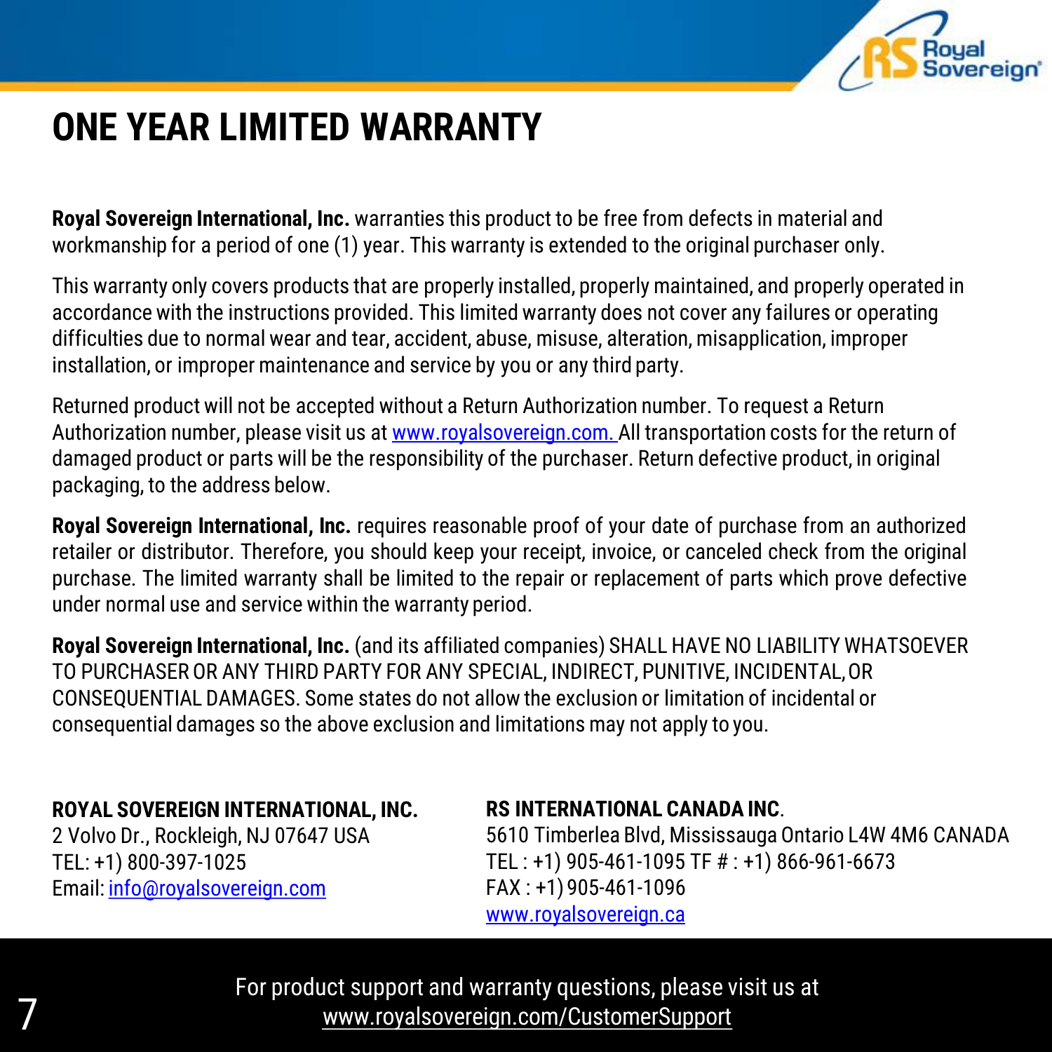# ONE YEAR LIMITED WARRANTY

**Royal Sovereign International, Inc.** warranties this product to be free from defects in material and workmanship for a period of one (1) year. This warranty is extended to the original purchaser only.

This warranty only covers products that are properly installed, properly maintained, and properly operated in accordance with the instructions provided. This limited warranty does not cover any failures or operating difficulties due to normal wear and tear, accident, abuse, misuse, alteration, misapplication, improper installation, or improper maintenance and service by you or any third party.

Returned product will not be accepted without a Return Authorization number. To request a Return Authorization number, please visit us at www.royalsovereign.com. All transportation costs for the return of damaged product or parts will be the responsibility of the purchaser. Return defective product, in original packaging, to the address below.

**Royal Sovereign International, Inc.** requires reasonable proof of your date of purchase from an authorized retailer or distributor. Therefore, you should keep your receipt, invoice, or canceled check from the original purchase. The limited warranty shall be limited to the repair or replacement of parts which prove defective under normal use and service within the warranty period.

**Royal Sovereign International, Inc.** (and its affiliated companies) SHALL HAVE NO LIABILITY WHATSOEVER TO PURCHASER OR ANY THIRD PARTY FOR ANY SPECIAL, INDIRECT, PUNITIVE, INCIDENTAL, OR CONSEQUENTIAL DAMAGES. Some states do not allow the exclusion or limitation of incidental or consequential damages so the above exclusion and limitations may not apply to you.

**ROYAL SOVEREIGN INTERNATIONAL, INC.**
2 Volvo Dr., Rockleigh, NJ 07647 USA
TEL: +1) 800-397-1025
Email: info@royalsovereign.com

**RS INTERNATIONAL CANADA INC**.
5610 Timberlea Blvd, Mississauga Ontario L4W 4M6 CANADA
TEL : +1) 905-461-1095 TF # : +1) 866-961-6673
FAX : +1) 905-461-1096
www.royalsovereign.ca

For product support and warranty questions, please visit us at
www.royalsovereign.com/CustomerSupport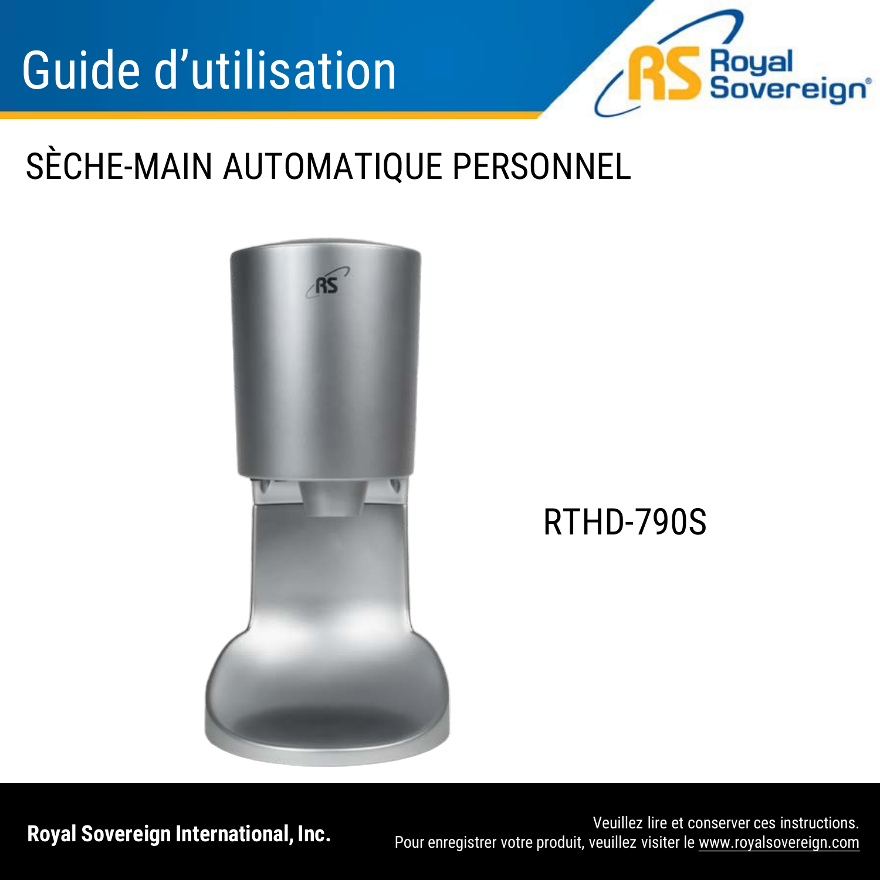# Guide d'utilisation

Royal Sovereign

## SÈCHE-MAIN AUTOMATIQUE PERSONNEL

RTHD-790S

**Royal Sovereign International, Inc.**

Veuillez lire et conserver ces instructions.
Pour enregistrer votre produit, veuillez visiter le www.royalsovereign.com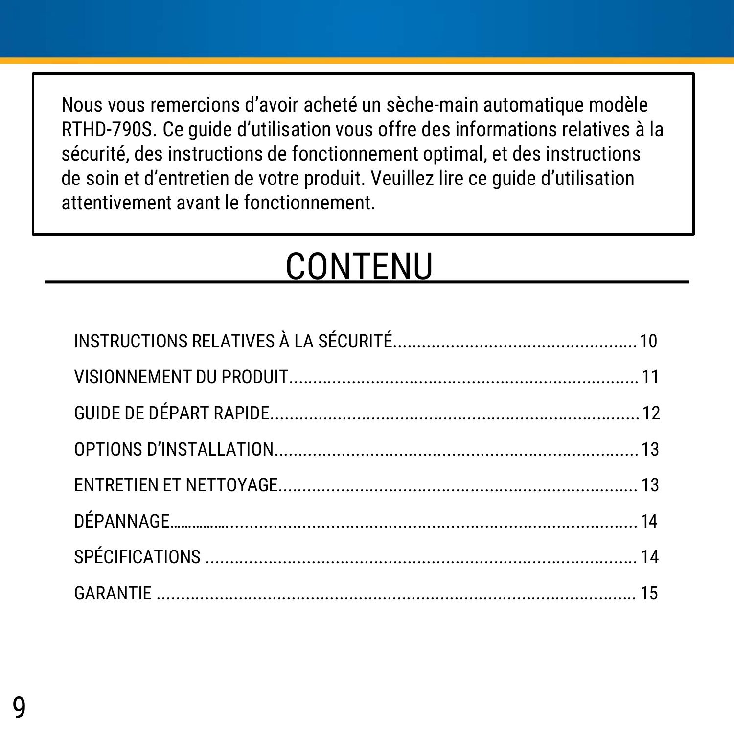Nous vous remercions d’avoir acheté un sèche-main automatique modèle RTHD-790S. Ce guide d’utilisation vous offre des informations relatives à la sécurité, des instructions de fonctionnement optimal, et des instructions de soin et d’entretien de votre produit. Veuillez lire ce guide d’utilisation attentivement avant le fonctionnement.

# CONTENU

INSTRUCTIONS RELATIVES À LA SÉCURITÉ.................................................. 10

VISIONNEMENT DU PRODUIT.......................................................................... 11

GUIDE DE DÉPART RAPIDE.............................................................................. 12

OPTIONS D’INSTALLATION.............................................................................. 13

ENTRETIEN ET NETTOYAGE............................................................................ 13

DÉPANNAGE…………….......................................................................................... 14

SPÉCIFICATIONS ................................................................................................. 14

GARANTIE ............................................................................................................... 15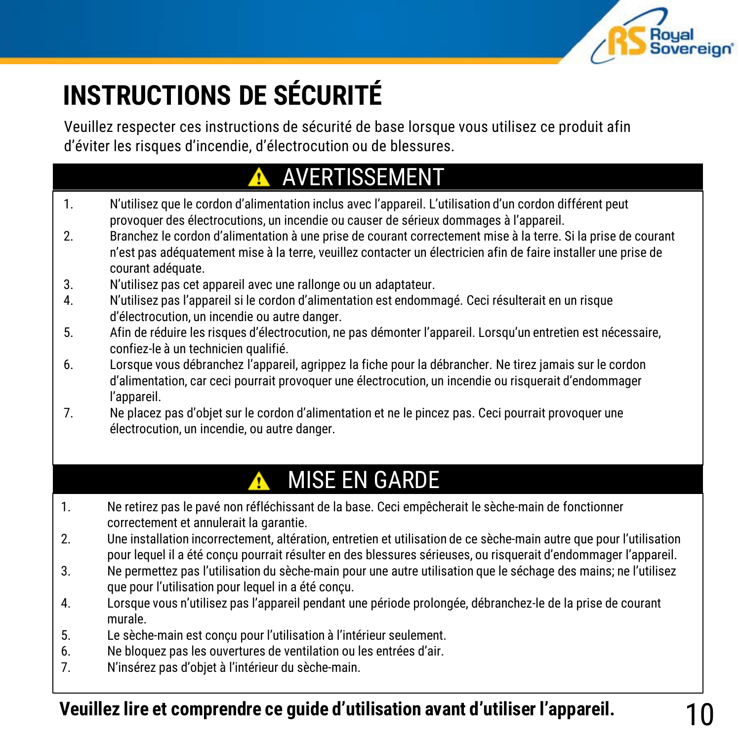# INSTRUCTIONS DE SÉCURITÉ

Veuillez respecter ces instructions de sécurité de base lorsque vous utilisez ce produit afin d'éviter les risques d'incendie, d'électrocution ou de blessures.

## ⚠ AVERTISSEMENT

1. N'utilisez que le cordon d'alimentation inclus avec l'appareil. L'utilisation d'un cordon différent peut provoquer des électrocutions, un incendie ou causer de sérieux dommages à l'appareil.
2. Branchez le cordon d'alimentation à une prise de courant correctement mise à la terre. Si la prise de courant n'est pas adéquatement mise à la terre, veuillez contacter un électricien afin de faire installer une prise de courant adéquate.
3. N'utilisez pas cet appareil avec une rallonge ou un adaptateur.
4. N'utilisez pas l'appareil si le cordon d'alimentation est endommagé. Ceci résulterait en un risque d'électrocution, un incendie ou autre danger.
5. Afin de réduire les risques d'électrocution, ne pas démonter l'appareil. Lorsqu'un entretien est nécessaire, confiez-le à un technicien qualifié.
6. Lorsque vous débranchez l'appareil, agrippez la fiche pour la débrancher. Ne tirez jamais sur le cordon d'alimentation, car ceci pourrait provoquer une électrocution, un incendie ou risquerait d'endommager l'appareil.
7. Ne placez pas d'objet sur le cordon d'alimentation et ne le pincez pas. Ceci pourrait provoquer une électrocution, un incendie, ou autre danger.

## ⚠ MISE EN GARDE

1. Ne retirez pas le pavé non réfléchissant de la base. Ceci empêcherait le sèche-main de fonctionner correctement et annulerait la garantie.
2. Une installation incorrectement, altération, entretien et utilisation de ce sèche-main autre que pour l'utilisation pour lequel il a été conçu pourrait résulter en des blessures sérieuses, ou risquerait d'endommager l'appareil.
3. Ne permettez pas l'utilisation du sèche-main pour une autre utilisation que le séchage des mains; ne l'utilisez que pour l'utilisation pour lequel in a été conçu.
4. Lorsque vous n'utilisez pas l'appareil pendant une période prolongée, débranchez-le de la prise de courant murale.
5. Le sèche-main est conçu pour l'utilisation à l'intérieur seulement.
6. Ne bloquez pas les ouvertures de ventilation ou les entrées d'air.
7. N'insérez pas d'objet à l'intérieur du sèche-main.

**Veuillez lire et comprendre ce guide d'utilisation avant d'utiliser l'appareil.**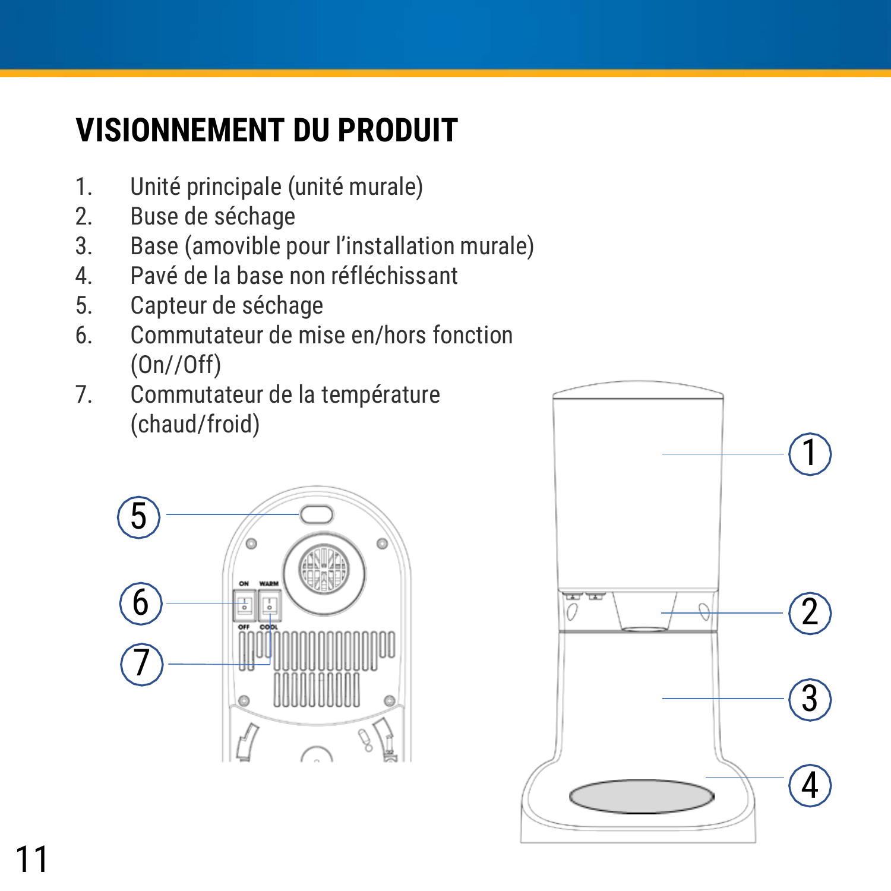# VISIONNEMENT DU PRODUIT

1. Unité principale (unité murale)
2. Buse de séchage
3. Base (amovible pour l'installation murale)
4. Pavé de la base non réfléchissant
5. Capteur de séchage
6. Commutateur de mise en/hors fonction (On//Off)
7. Commutateur de la température (chaud/froid)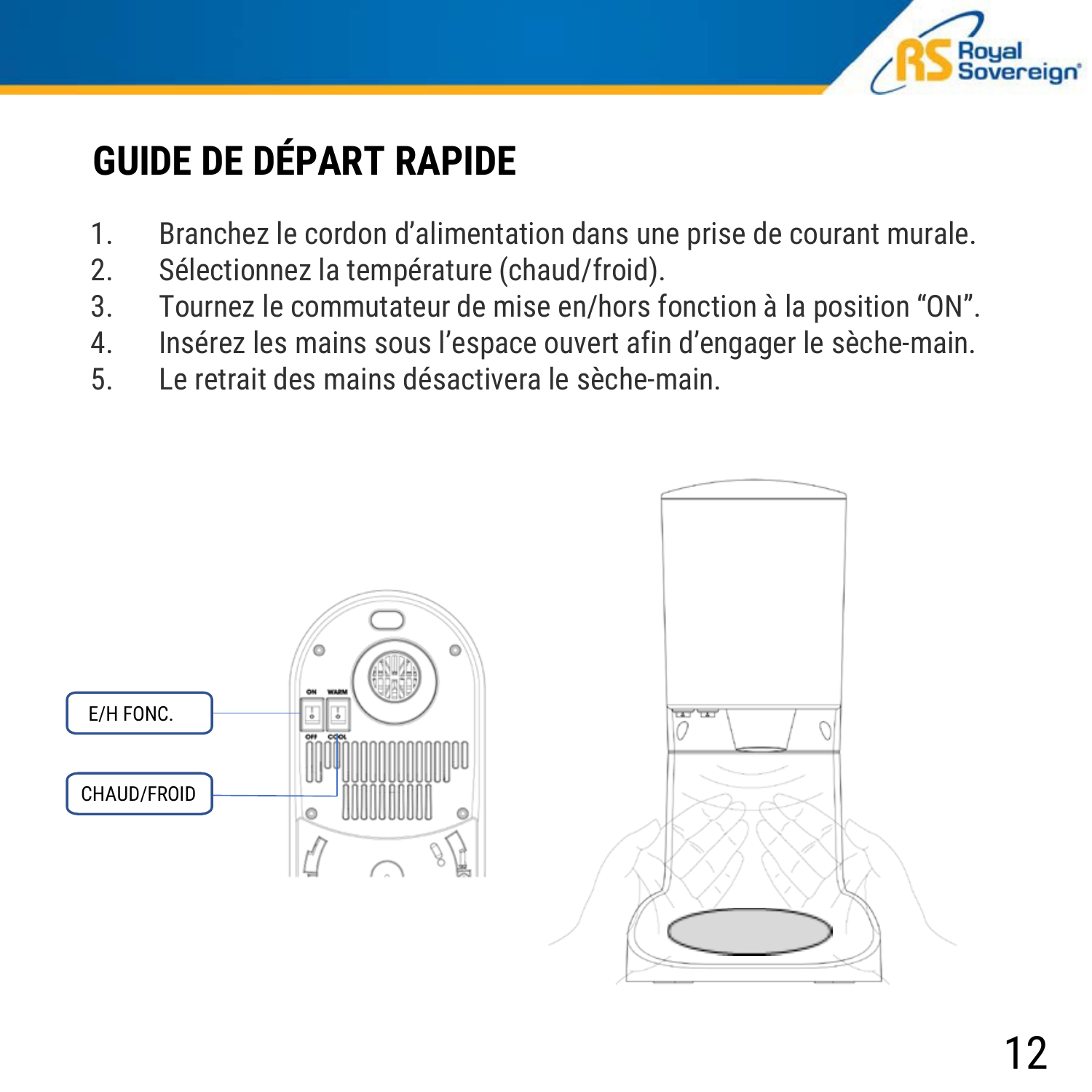# GUIDE DE DÉPART RAPIDE

1. Branchez le cordon d'alimentation dans une prise de courant murale.
2. Sélectionnez la température (chaud/froid).
3. Tournez le commutateur de mise en/hors fonction à la position "ON".
4. Insérez les mains sous l'espace ouvert afin d'engager le sèche-main.
5. Le retrait des mains désactivera le sèche-main.

E/H FONC.

CHAUD/FROID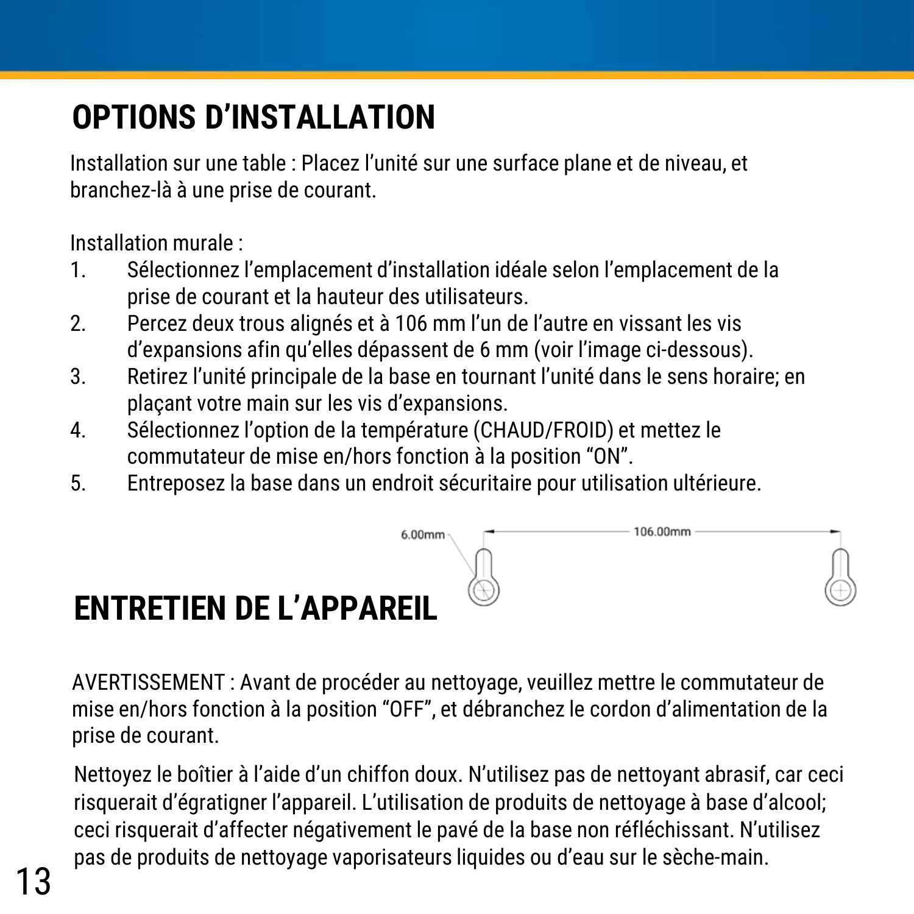# OPTIONS D'INSTALLATION

Installation sur une table : Placez l'unité sur une surface plane et de niveau, et branchez-là à une prise de courant.

Installation murale :

1. Sélectionnez l'emplacement d'installation idéale selon l'emplacement de la prise de courant et la hauteur des utilisateurs.
2. Percez deux trous alignés et à 106 mm l'un de l'autre en vissant les vis d'expansions afin qu'elles dépassent de 6 mm (voir l'image ci-dessous).
3. Retirez l'unité principale de la base en tournant l'unité dans le sens horaire; en plaçant votre main sur les vis d'expansions.
4. Sélectionnez l'option de la température (CHAUD/FROID) et mettez le commutateur de mise en/hors fonction à la position "ON".
5. Entreposez la base dans un endroit sécuritaire pour utilisation ultérieure.

6.00mm 106.00mm

# ENTRETIEN DE L'APPAREIL

AVERTISSEMENT : Avant de procéder au nettoyage, veuillez mettre le commutateur de mise en/hors fonction à la position "OFF", et débranchez le cordon d'alimentation de la prise de courant.

Nettoyez le boîtier à l'aide d'un chiffon doux. N'utilisez pas de nettoyant abrasif, car ceci risquerait d'égratigner l'appareil. L'utilisation de produits de nettoyage à base d'alcool; ceci risquerait d'affecter négativement le pavé de la base non réfléchissant. N'utilisez pas de produits de nettoyage vaporisateurs liquides ou d'eau sur le sèche-main.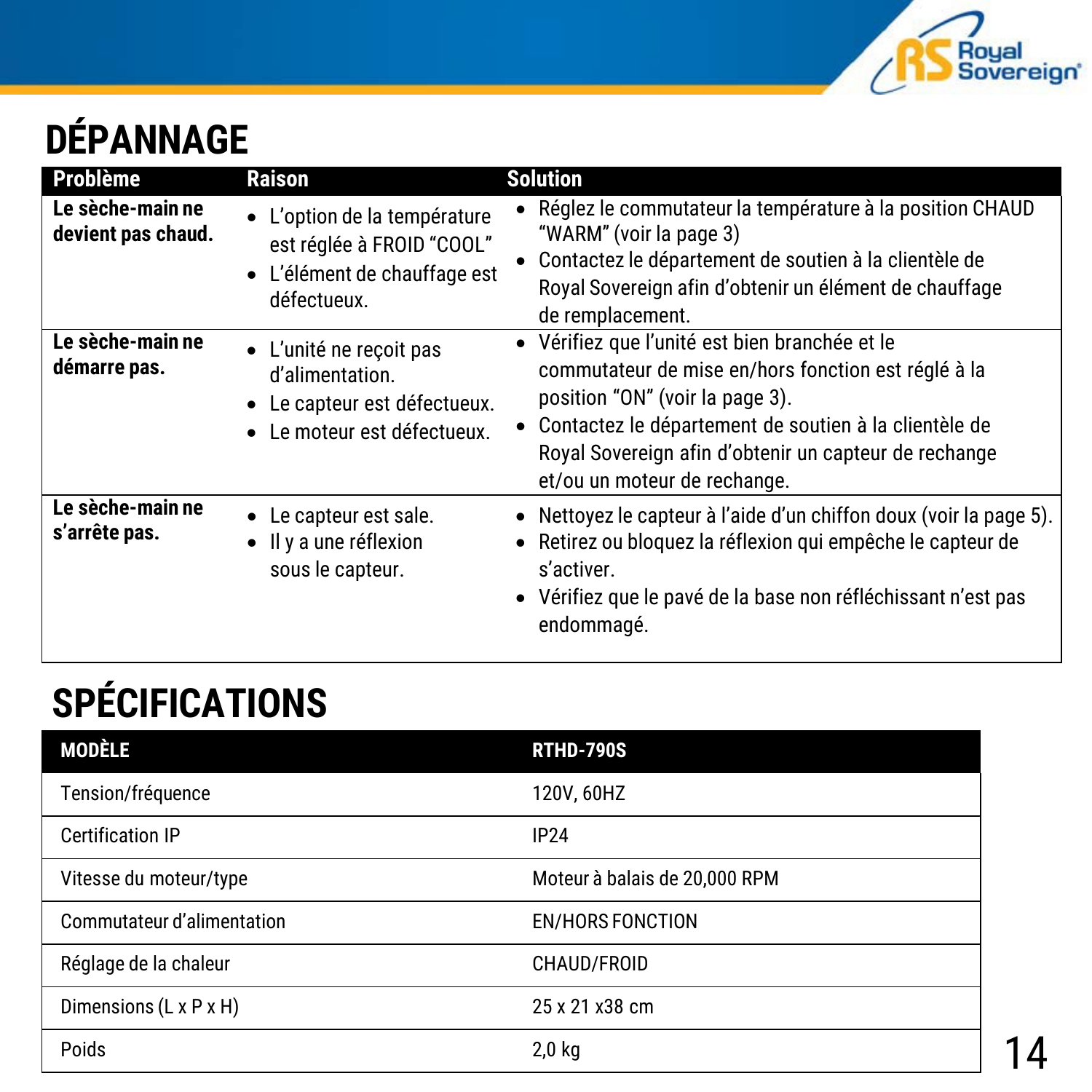# DÉPANNAGE

| Problème | Raison | Solution |
|---|---|---|
| **Le sèche-main ne devient pas chaud.** | • L'option de la température est réglée à FROID "COOL"<br>• L'élément de chauffage est défectueux. | • Réglez le commutateur la température à la position CHAUD "WARM" (voir la page 3)<br>• Contactez le département de soutien à la clientèle de Royal Sovereign afin d'obtenir un élément de chauffage de remplacement. |
| **Le sèche-main ne démarre pas.** | • L'unité ne reçoit pas d'alimentation.<br>• Le capteur est défectueux.<br>• Le moteur est défectueux. | • Vérifiez que l'unité est bien branchée et le commutateur de mise en/hors fonction est réglé à la position "ON" (voir la page 3).<br>• Contactez le département de soutien à la clientèle de Royal Sovereign afin d'obtenir un capteur de rechange et/ou un moteur de rechange. |
| **Le sèche-main ne s'arrête pas.** | • Le capteur est sale.<br>• Il y a une réflexion sous le capteur. | • Nettoyez le capteur à l'aide d'un chiffon doux (voir la page 5).<br>• Retirez ou bloquez la réflexion qui empêche le capteur de s'activer.<br>• Vérifiez que le pavé de la base non réfléchissant n'est pas endommagé. |

# SPÉCIFICATIONS

| MODÈLE | RTHD-790S |
|---|---|
| Tension/fréquence | 120V, 60HZ |
| Certification IP | IP24 |
| Vitesse du moteur/type | Moteur à balais de 20,000 RPM |
| Commutateur d'alimentation | EN/HORS FONCTION |
| Réglage de la chaleur | CHAUD/FROID |
| Dimensions (L x P x H) | 25 x 21 x38 cm |
| Poids | 2,0 kg |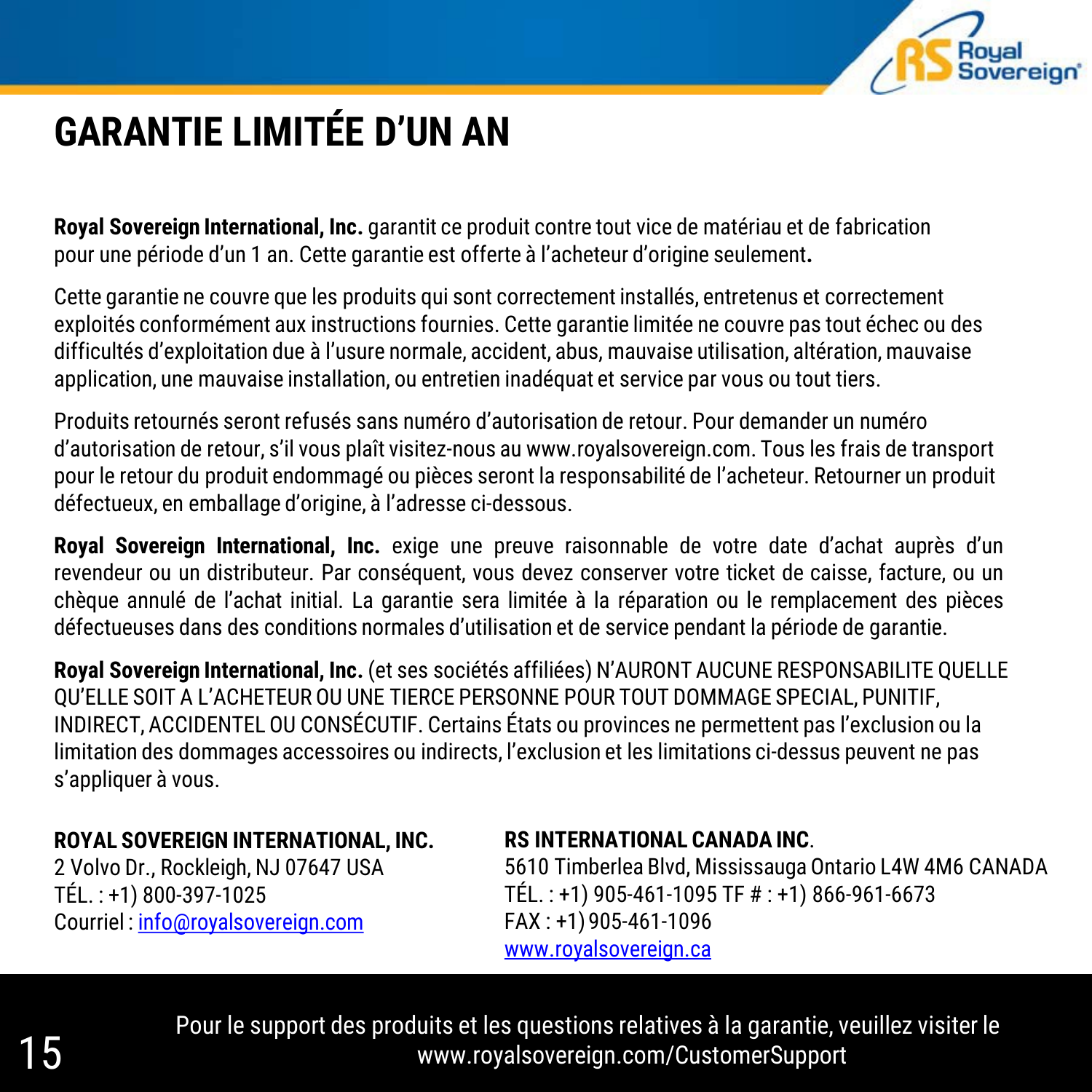# GARANTIE LIMITÉE D'UN AN

**Royal Sovereign International, Inc.** garantit ce produit contre tout vice de matériau et de fabrication pour une période d'un 1 an. Cette garantie est offerte à l'acheteur d'origine seulement**.**

Cette garantie ne couvre que les produits qui sont correctement installés, entretenus et correctement exploités conformément aux instructions fournies. Cette garantie limitée ne couvre pas tout échec ou des difficultés d'exploitation due à l'usure normale, accident, abus, mauvaise utilisation, altération, mauvaise application, une mauvaise installation, ou entretien inadéquat et service par vous ou tout tiers.

Produits retournés seront refusés sans numéro d'autorisation de retour. Pour demander un numéro d'autorisation de retour, s'il vous plaît visitez-nous au www.royalsovereign.com. Tous les frais de transport pour le retour du produit endommagé ou pièces seront la responsabilité de l'acheteur. Retourner un produit défectueux, en emballage d'origine, à l'adresse ci-dessous.

**Royal Sovereign International, Inc.** exige une preuve raisonnable de votre date d'achat auprès d'un revendeur ou un distributeur. Par conséquent, vous devez conserver votre ticket de caisse, facture, ou un chèque annulé de l'achat initial. La garantie sera limitée à la réparation ou le remplacement des pièces défectueuses dans des conditions normales d'utilisation et de service pendant la période de garantie.

**Royal Sovereign International, Inc.** (et ses sociétés affiliées) N'AURONT AUCUNE RESPONSABILITE QUELLE QU'ELLE SOIT A L'ACHETEUR OU UNE TIERCE PERSONNE POUR TOUT DOMMAGE SPECIAL, PUNITIF, INDIRECT, ACCIDENTEL OU CONSÉCUTIF. Certains États ou provinces ne permettent pas l'exclusion ou la limitation des dommages accessoires ou indirects, l'exclusion et les limitations ci-dessus peuvent ne pas s'appliquer à vous.

**ROYAL SOVEREIGN INTERNATIONAL, INC.**
2 Volvo Dr., Rockleigh, NJ 07647 USA
TÉL. : +1) 800-397-1025
Courriel : info@royalsovereign.com

**RS INTERNATIONAL CANADA INC**.
5610 Timberlea Blvd, Mississauga Ontario L4W 4M6 CANADA
TÉL. : +1) 905-461-1095 TF # : +1) 866-961-6673
FAX : +1) 905-461-1096
www.royalsovereign.ca

Pour le support des produits et les questions relatives à la garantie, veuillez visiter le www.royalsovereign.com/CustomerSupport